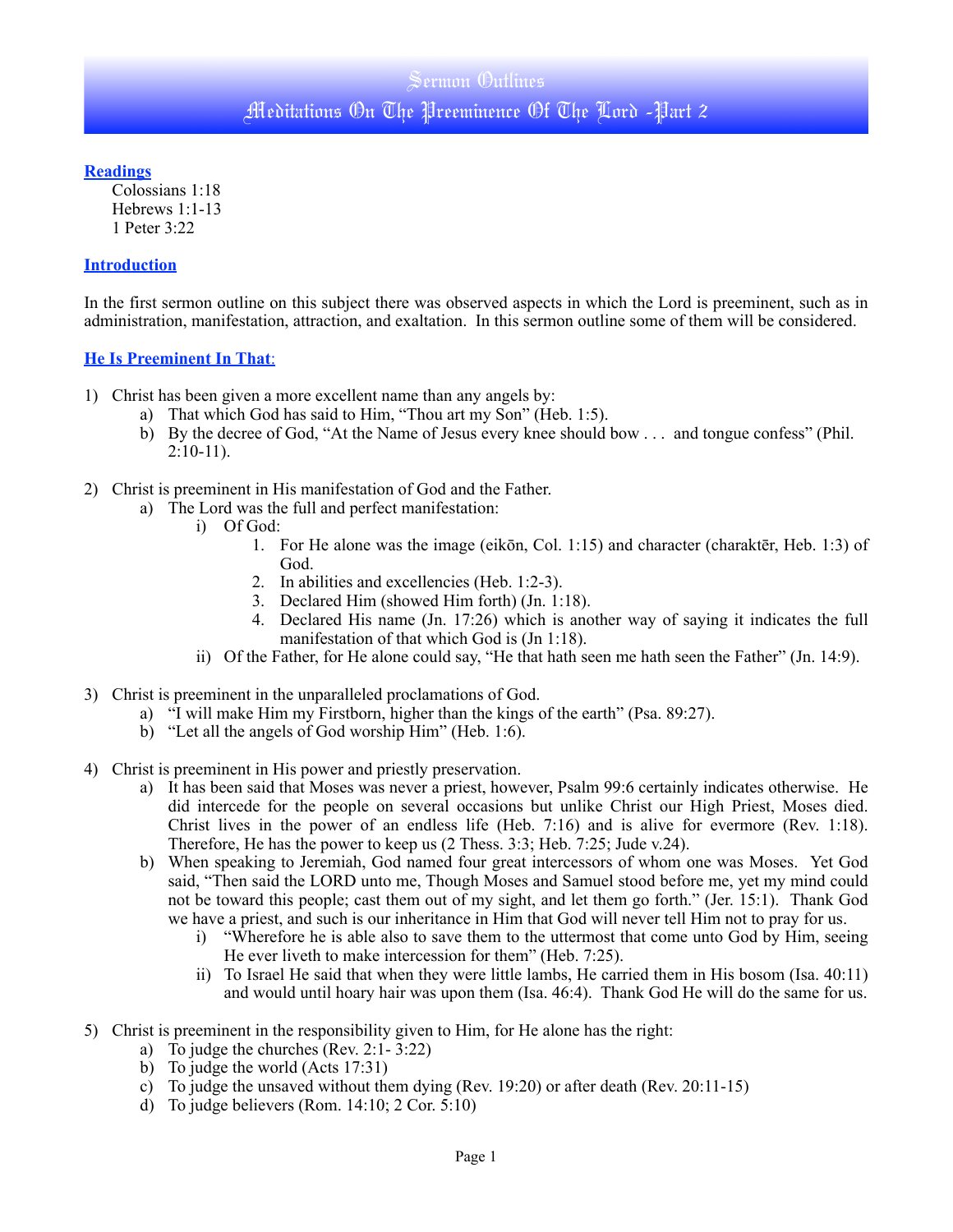# Sermon Outlines
## Meditations On The Preeminence Of The Lord -Part 2

### Readings

Colossians 1:18
Hebrews 1:1-13
1 Peter 3:22

### Introduction

In the first sermon outline on this subject there was observed aspects in which the Lord is preeminent, such as in administration, manifestation, attraction, and exaltation. In this sermon outline some of them will be considered.

### He Is Preeminent In That:

1) Christ has been given a more excellent name than any angels by:
    a) That which God has said to Him, "Thou art my Son" (Heb. 1:5).
    b) By the decree of God, "At the Name of Jesus every knee should bow . . . and tongue confess" (Phil. 2:10-11).

2) Christ is preeminent in His manifestation of God and the Father.
    a) The Lord was the full and perfect manifestation:
        i) Of God:
            1. For He alone was the image (eikōn, Col. 1:15) and character (charaktēr, Heb. 1:3) of God.
            2. In abilities and excellencies (Heb. 1:2-3).
            3. Declared Him (showed Him forth) (Jn. 1:18).
            4. Declared His name (Jn. 17:26) which is another way of saying it indicates the full manifestation of that which God is (Jn 1:18).
        ii) Of the Father, for He alone could say, "He that hath seen me hath seen the Father" (Jn. 14:9).

3) Christ is preeminent in the unparalleled proclamations of God.
    a) "I will make Him my Firstborn, higher than the kings of the earth" (Psa. 89:27).
    b) "Let all the angels of God worship Him" (Heb. 1:6).

4) Christ is preeminent in His power and priestly preservation.
    a) It has been said that Moses was never a priest, however, Psalm 99:6 certainly indicates otherwise. He did intercede for the people on several occasions but unlike Christ our High Priest, Moses died. Christ lives in the power of an endless life (Heb. 7:16) and is alive for evermore (Rev. 1:18). Therefore, He has the power to keep us (2 Thess. 3:3; Heb. 7:25; Jude v.24).
    b) When speaking to Jeremiah, God named four great intercessors of whom one was Moses. Yet God said, "Then said the LORD unto me, Though Moses and Samuel stood before me, yet my mind could not be toward this people; cast them out of my sight, and let them go forth." (Jer. 15:1). Thank God we have a priest, and such is our inheritance in Him that God will never tell Him not to pray for us.
        i) "Wherefore he is able also to save them to the uttermost that come unto God by Him, seeing He ever liveth to make intercession for them" (Heb. 7:25).
        ii) To Israel He said that when they were little lambs, He carried them in His bosom (Isa. 40:11) and would until hoary hair was upon them (Isa. 46:4). Thank God He will do the same for us.

5) Christ is preeminent in the responsibility given to Him, for He alone has the right:
    a) To judge the churches (Rev. 2:1- 3:22)
    b) To judge the world (Acts 17:31)
    c) To judge the unsaved without them dying (Rev. 19:20) or after death (Rev. 20:11-15)
    d) To judge believers (Rom. 14:10; 2 Cor. 5:10)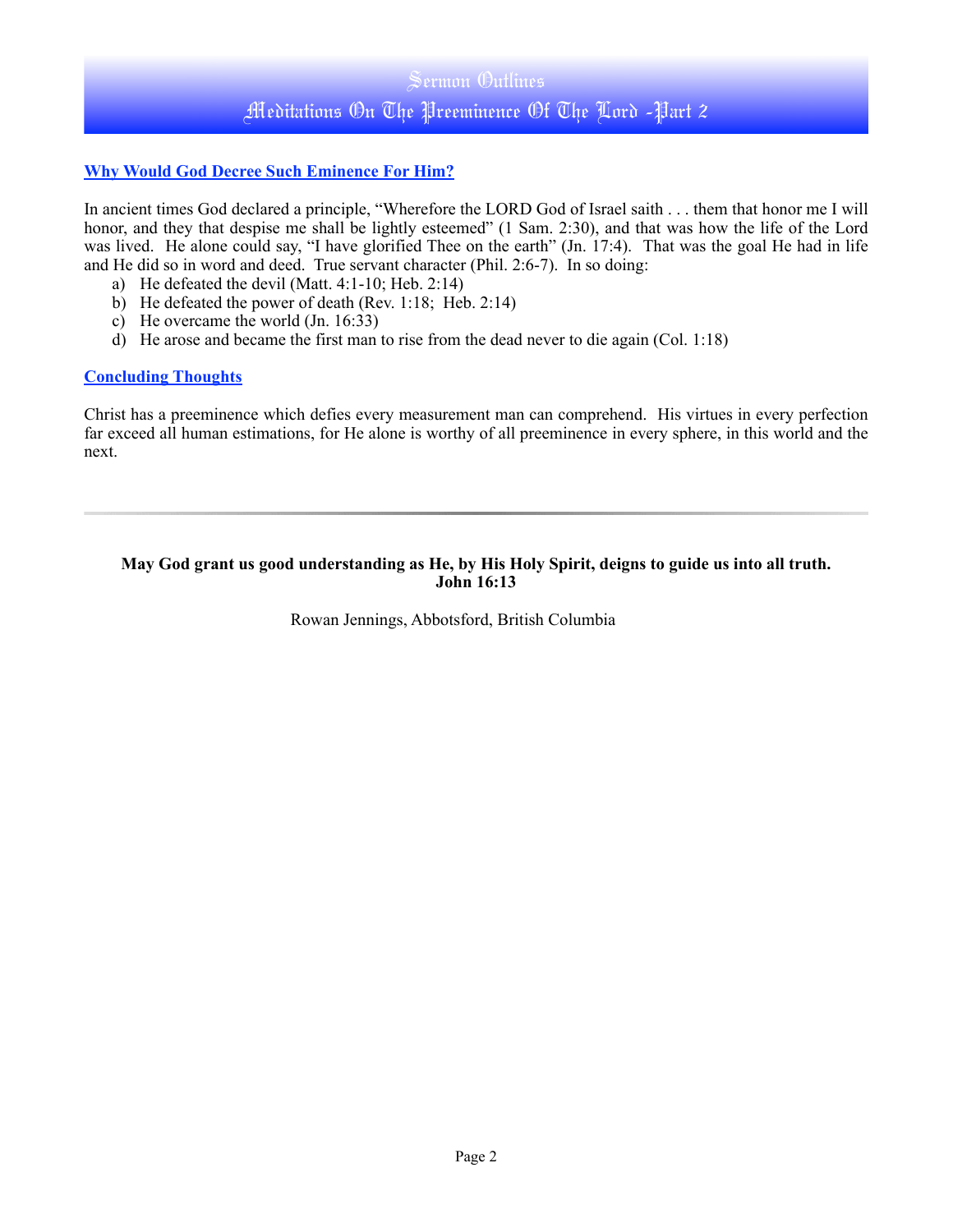## Why Would God Decree Such Eminence For Him?

In ancient times God declared a principle, “Wherefore the LORD God of Israel saith . . . them that honor me I will honor, and they that despise me shall be lightly esteemed” (1 Sam. 2:30), and that was how the life of the Lord was lived. He alone could say, “I have glorified Thee on the earth” (Jn. 17:4). That was the goal He had in life and He did so in word and deed. True servant character (Phil. 2:6-7). In so doing:

a) He defeated the devil (Matt. 4:1-10; Heb. 2:14)
b) He defeated the power of death (Rev. 1:18; Heb. 2:14)
c) He overcame the world (Jn. 16:33)
d) He arose and became the first man to rise from the dead never to die again (Col. 1:18)

## Concluding Thoughts

Christ has a preeminence which defies every measurement man can comprehend. His virtues in every perfection far exceed all human estimations, for He alone is worthy of all preeminence in every sphere, in this world and the next.

---

**May God grant us good understanding as He, by His Holy Spirit, deigns to guide us into all truth. John 16:13**

Rowan Jennings, Abbotsford, British Columbia